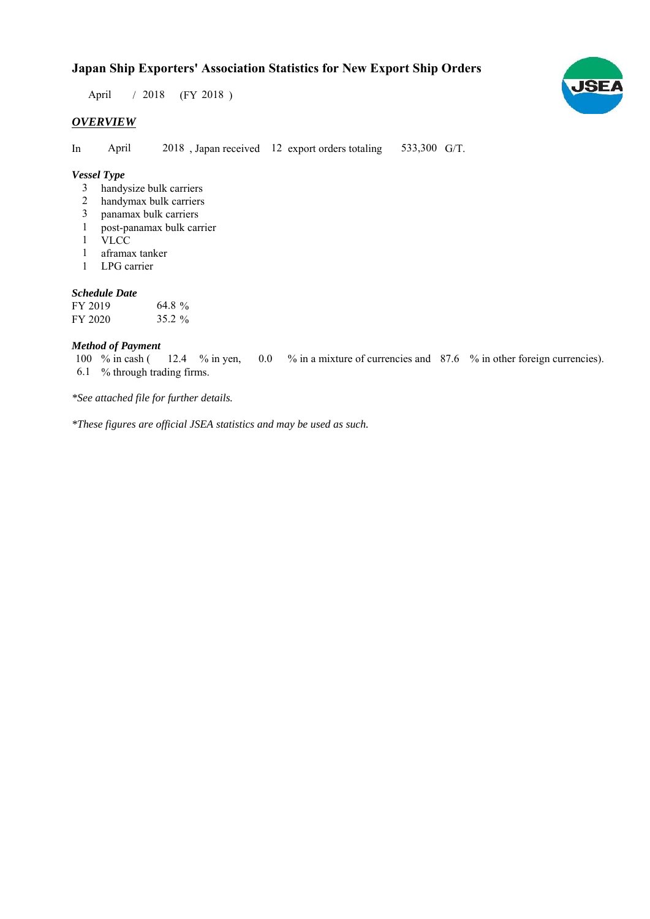# Japan Ship Exporters' Association Statistics for New Export Ship Orders

April / 2018 (FY 2018 )

## *OVERVIEW*

In April 2018 , Japan received 12 export orders totaling 533,300 G/T.

### *Vessel Type*

3 handysize bulk carriers
2 handymax bulk carriers
3 panamax bulk carriers
1 post-panamax bulk carrier
1 VLCC
1 aframax tanker
1 LPG carrier

### *Schedule Date*

| | |
|---|---|
| FY 2019 | 64.8 % |
| FY 2020 | 35.2 % |

### *Method of Payment*

100 % in cash ( 12.4 % in yen, 0.0 % in a mixture of currencies and 87.6 % in other foreign currencies).
6.1 % through trading firms.

*\*See attached file for further details.*

*\*These figures are official JSEA statistics and may be used as such.*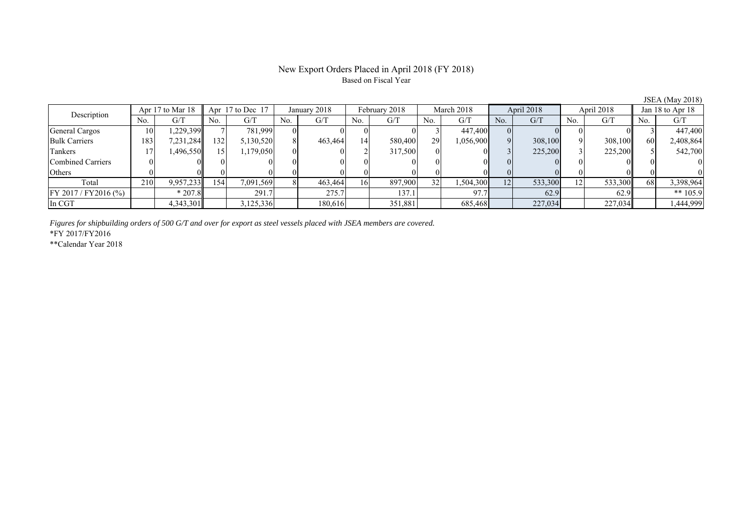# New Export Orders Placed in April 2018 (FY 2018)

Based on Fiscal Year

JSEA (May 2018)

| Description | Apr 17 to Mar 18 | | Apr 17 to Dec 17 | | January 2018 | | February 2018 | | March 2018 | | April 2018 | | April 2018 | | Jan 18 to Apr 18 | |
|---|---|---|---|---|---|---|---|---|---|---|---|---|---|---|---|---|
| | No. | G/T | No. | G/T | No. | G/T | No. | G/T | No. | G/T | No. | G/T | No. | G/T | No. | G/T |
| General Cargos | 10 | 1,229,399 | 7 | 781,999 | 0 | 0 | 0 | 0 | 3 | 447,400 | 0 | 0 | 0 | 0 | 3 | 447,400 |
| Bulk Carriers | 183 | 7,231,284 | 132 | 5,130,520 | 8 | 463,464 | 14 | 580,400 | 29 | 1,056,900 | 9 | 308,100 | 9 | 308,100 | 60 | 2,408,864 |
| Tankers | 17 | 1,496,550 | 15 | 1,179,050 | 0 | 0 | 2 | 317,500 | 0 | 0 | 3 | 225,200 | 3 | 225,200 | 5 | 542,700 |
| Combined Carriers | 0 | 0 | 0 | 0 | 0 | 0 | 0 | 0 | 0 | 0 | 0 | 0 | 0 | 0 | 0 | 0 |
| Others | 0 | 0 | 0 | 0 | 0 | 0 | 0 | 0 | 0 | 0 | 0 | 0 | 0 | 0 | 0 | 0 |
| Total | 210 | 9,957,233 | 154 | 7,091,569 | 8 | 463,464 | 16 | 897,900 | 32 | 1,504,300 | 12 | 533,300 | 12 | 533,300 | 68 | 3,398,964 |
| FY 2017 / FY2016 (%) | | * 207.8 | | 291.7 | | 275.7 | | 137.1 | | 97.7 | | 62.9 | | 62.9 | | ** 105.9 |
| In CGT | | 4,343,301 | | 3,125,336 | | 180,616 | | 351,881 | | 685,468 | | 227,034 | | 227,034 | | 1,444,999 |

*Figures for shipbuilding orders of 500 G/T and over for export as steel vessels placed with JSEA members are covered.*

*FY 2017/FY2016

**Calendar Year 2018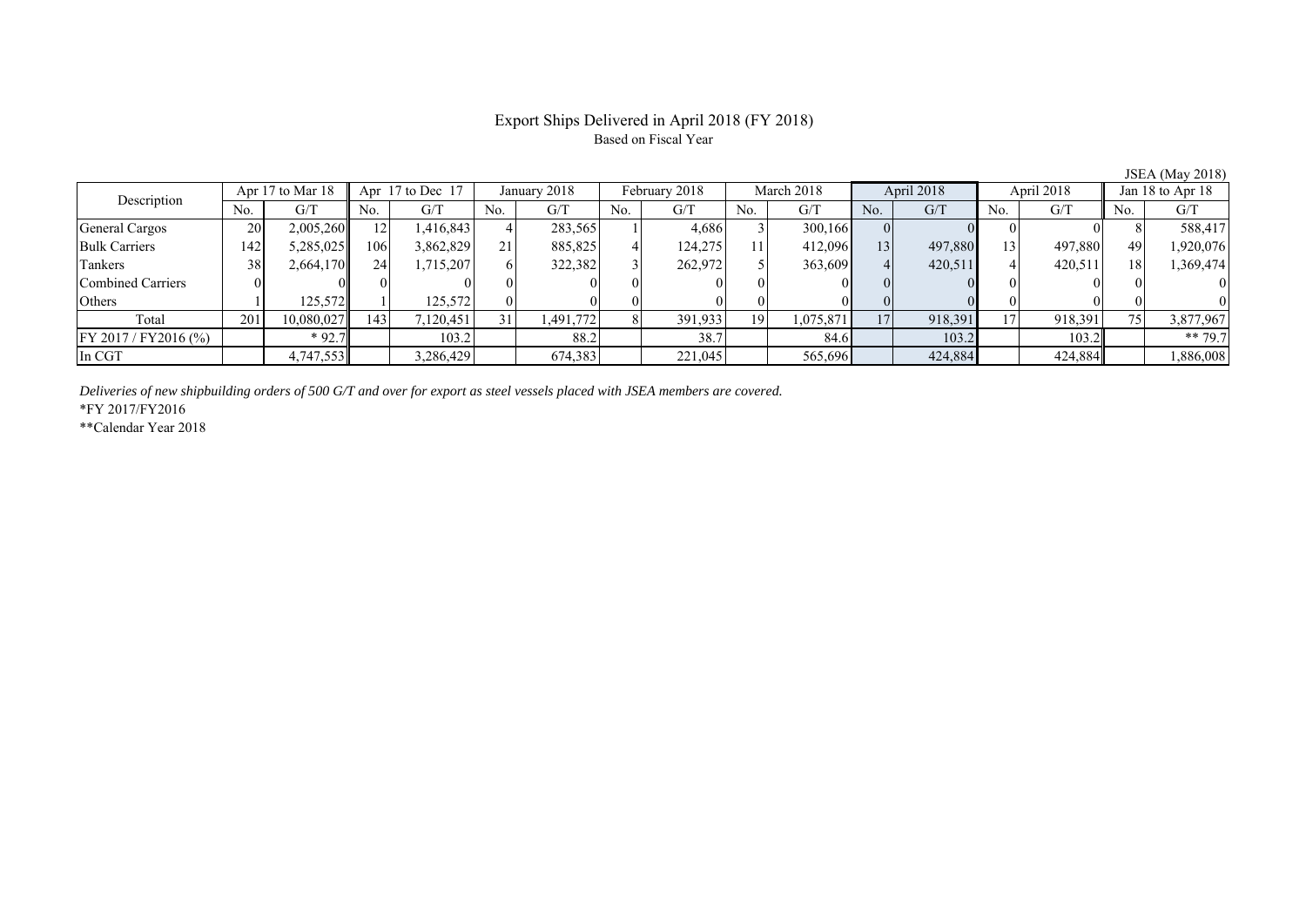# Export Ships Delivered in April 2018 (FY 2018)

Based on Fiscal Year

JSEA (May 2018)

| Description | Apr 17 to Mar 18 | | Apr 17 to Dec 17 | | January 2018 | | February 2018 | | March 2018 | | April 2018 | | April 2018 | | Jan 18 to Apr 18 | |
|---|---|---|---|---|---|---|---|---|---|---|---|---|---|---|---|---|
| | No. | G/T | No. | G/T | No. | G/T | No. | G/T | No. | G/T | No. | G/T | No. | G/T | No. | G/T |
| General Cargos | 20 | 2,005,260 | 12 | 1,416,843 | 4 | 283,565 | 1 | 4,686 | 3 | 300,166 | 0 | 0 | 0 | 0 | 8 | 588,417 |
| Bulk Carriers | 142 | 5,285,025 | 106 | 3,862,829 | 21 | 885,825 | 4 | 124,275 | 11 | 412,096 | 13 | 497,880 | 13 | 497,880 | 49 | 1,920,076 |
| Tankers | 38 | 2,664,170 | 24 | 1,715,207 | 6 | 322,382 | 3 | 262,972 | 5 | 363,609 | 4 | 420,511 | 4 | 420,511 | 18 | 1,369,474 |
| Combined Carriers | 0 | 0 | 0 | 0 | 0 | 0 | 0 | 0 | 0 | 0 | 0 | 0 | 0 | 0 | 0 | 0 |
| Others | 1 | 125,572 | 1 | 125,572 | 0 | 0 | 0 | 0 | 0 | 0 | 0 | 0 | 0 | 0 | 0 | 0 |
| Total | 201 | 10,080,027 | 143 | 7,120,451 | 31 | 1,491,772 | 8 | 391,933 | 19 | 1,075,871 | 17 | 918,391 | 17 | 918,391 | 75 | 3,877,967 |
| FY 2017 / FY2016 (%) | | * 92.7 | | 103.2 | | 88.2 | | 38.7 | | 84.6 | | 103.2 | | 103.2 | | ** 79.7 |
| In CGT | | 4,747,553 | | 3,286,429 | | 674,383 | | 221,045 | | 565,696 | | 424,884 | | 424,884 | | 1,886,008 |

*Deliveries of new shipbuilding orders of 500 G/T and over for export as steel vessels placed with JSEA members are covered.*

*FY 2017/FY2016

**Calendar Year 2018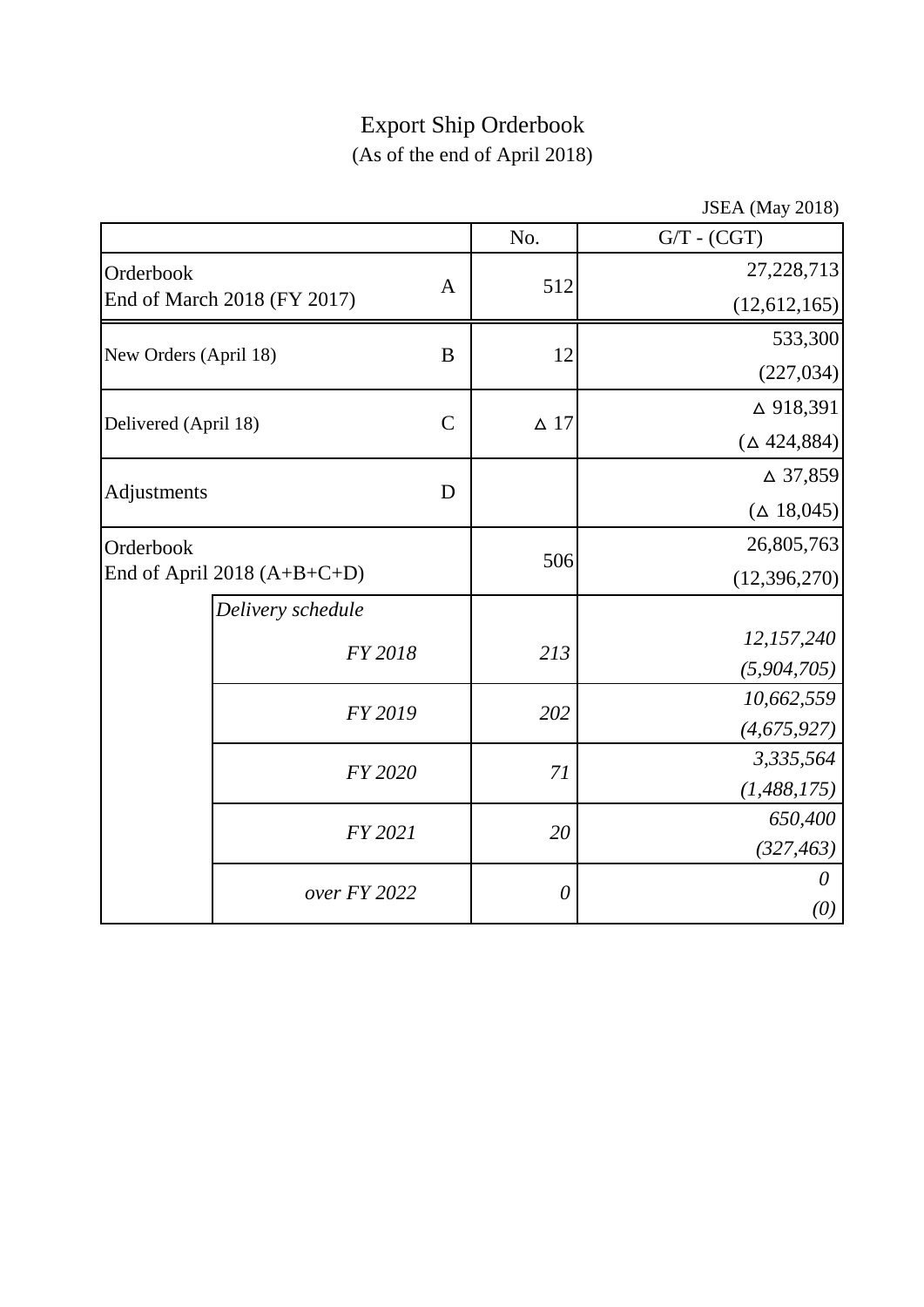# Export Ship Orderbook

(As of the end of April 2018)

JSEA (May 2018)

| | | | No. | G/T - (CGT) |
|---|---|---|---|---|
| Orderbook<br>End of March 2018 (FY 2017) | | A | 512 | 27,228,713<br>(12,612,165) |
| New Orders (April 18) | | B | 12 | 533,300<br>(227,034) |
| Delivered (April 18) | | C | ∆ 17 | ∆ 918,391<br>(∆ 424,884) |
| Adjustments | | D | | ∆ 37,859<br>(∆ 18,045) |
| Orderbook<br>End of April 2018 (A+B+C+D) | | | 506 | 26,805,763<br>(12,396,270) |
| | *Delivery schedule* | | | |
| | *FY 2018* | | *213* | *12,157,240*<br>*(5,904,705)* |
| | *FY 2019* | | *202* | *10,662,559*<br>*(4,675,927)* |
| | *FY 2020* | | *71* | *3,335,564*<br>*(1,488,175)* |
| | *FY 2021* | | *20* | *650,400*<br>*(327,463)* |
| | *over FY 2022* | | *0* | *0*<br>*(0)* |